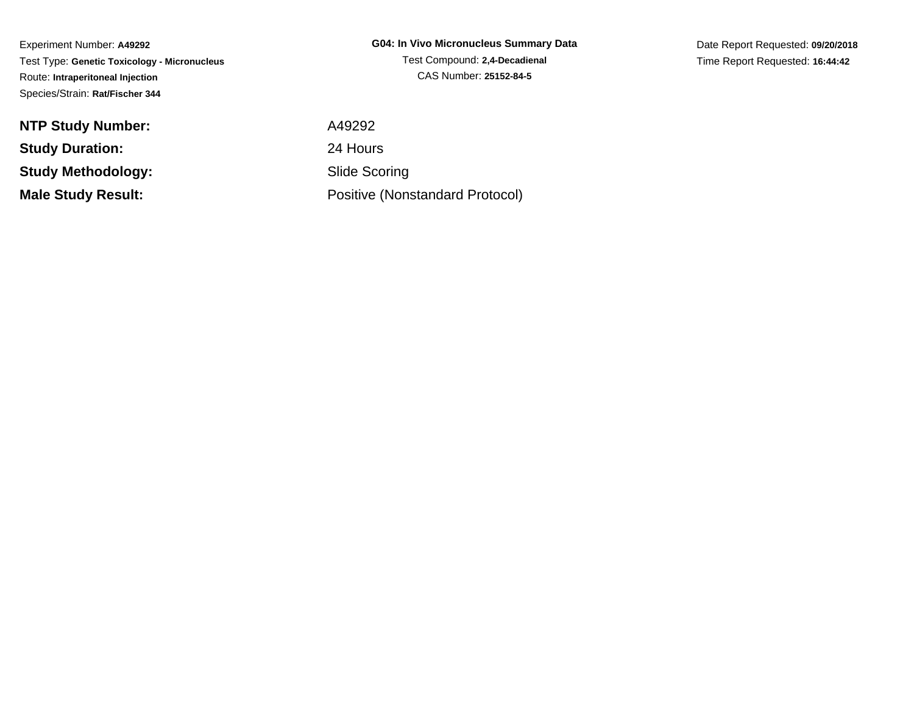Experiment Number: **A49292**
Test Type: **Genetic Toxicology - Micronucleus**
Route: **Intraperitoneal Injection**
Species/Strain: **Rat/Fischer 344**

**G04: In Vivo Micronucleus Summary Data**
Test Compound: **2,4-Decadienal**
CAS Number: **25152-84-5**

Date Report Requested: **09/20/2018**
Time Report Requested: **16:44:42**

| | |
|---|---|
| **NTP Study Number:** | A49292 |
| **Study Duration:** | 24 Hours |
| **Study Methodology:** | Slide Scoring |
| **Male Study Result:** | Positive (Nonstandard Protocol) |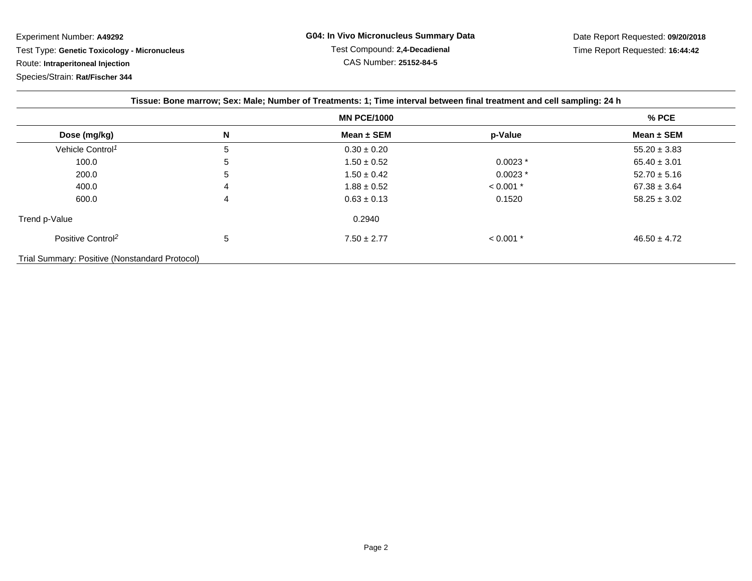Experiment Number: **A49292**

Test Type: **Genetic Toxicology - Micronucleus**

Route: **Intraperitoneal Injection**

Species/Strain: **Rat/Fischer 344**

**G04: In Vivo Micronucleus Summary Data**

Test Compound: **2,4-Decadienal**

CAS Number: **25152-84-5**

Date Report Requested: **09/20/2018**

Time Report Requested: **16:44:42**

**Tissue: Bone marrow; Sex: Male; Number of Treatments: 1; Time interval between final treatment and cell sampling: 24 h**

| | | MN PCE/1000 | | % PCE |
|---|---|---|---|---|
| **Dose (mg/kg)** | **N** | **Mean ± SEM** | **p-Value** | **Mean ± SEM** |
| Vehicle Control[1] | 5 | 0.30 ± 0.20 | | 55.20 ± 3.83 |
| 100.0 | 5 | 1.50 ± 0.52 | 0.0023 * | 65.40 ± 3.01 |
| 200.0 | 5 | 1.50 ± 0.42 | 0.0023 * | 52.70 ± 5.16 |
| 400.0 | 4 | 1.88 ± 0.52 | < 0.001 * | 67.38 ± 3.64 |
| 600.0 | 4 | 0.63 ± 0.13 | 0.1520 | 58.25 ± 3.02 |
| Trend p-Value | | 0.2940 | | |
| Positive Control[2] | 5 | 7.50 ± 2.77 | < 0.001 * | 46.50 ± 4.72 |

Trial Summary: Positive (Nonstandard Protocol)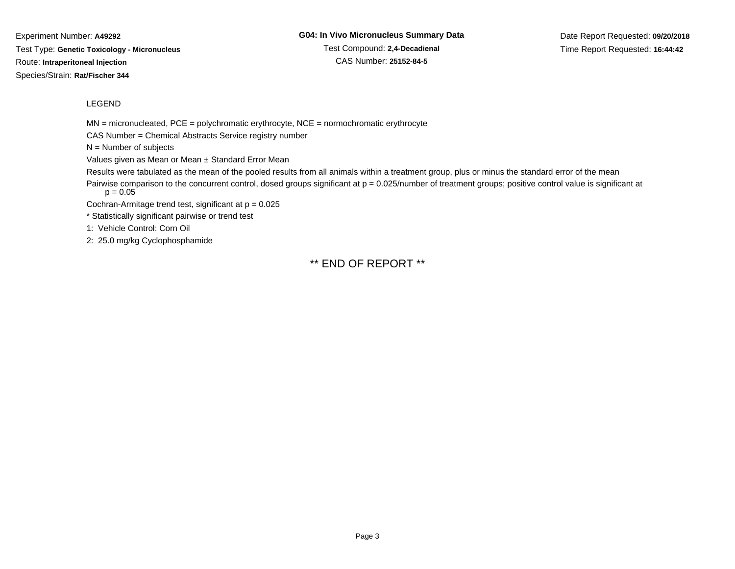Experiment Number: **A49292**

Test Type: **Genetic Toxicology - Micronucleus**

Route: **Intraperitoneal Injection**

Species/Strain: **Rat/Fischer 344**

**G04: In Vivo Micronucleus Summary Data**

Test Compound: **2,4-Decadienal**

CAS Number: **25152-84-5**

Date Report Requested: **09/20/2018**

Time Report Requested: **16:44:42**

LEGEND

MN = micronucleated, PCE = polychromatic erythrocyte, NCE = normochromatic erythrocyte

CAS Number = Chemical Abstracts Service registry number

N = Number of subjects

Values given as Mean or Mean ± Standard Error Mean

Results were tabulated as the mean of the pooled results from all animals within a treatment group, plus or minus the standard error of the mean

Pairwise comparison to the concurrent control, dosed groups significant at $p = 0.025$/number of treatment groups; positive control value is significant at $p = 0.05$

Cochran-Armitage trend test, significant at $p = 0.025$

* Statistically significant pairwise or trend test

1: Vehicle Control: Corn Oil

2: 25.0 mg/kg Cyclophosphamide

** END OF REPORT **